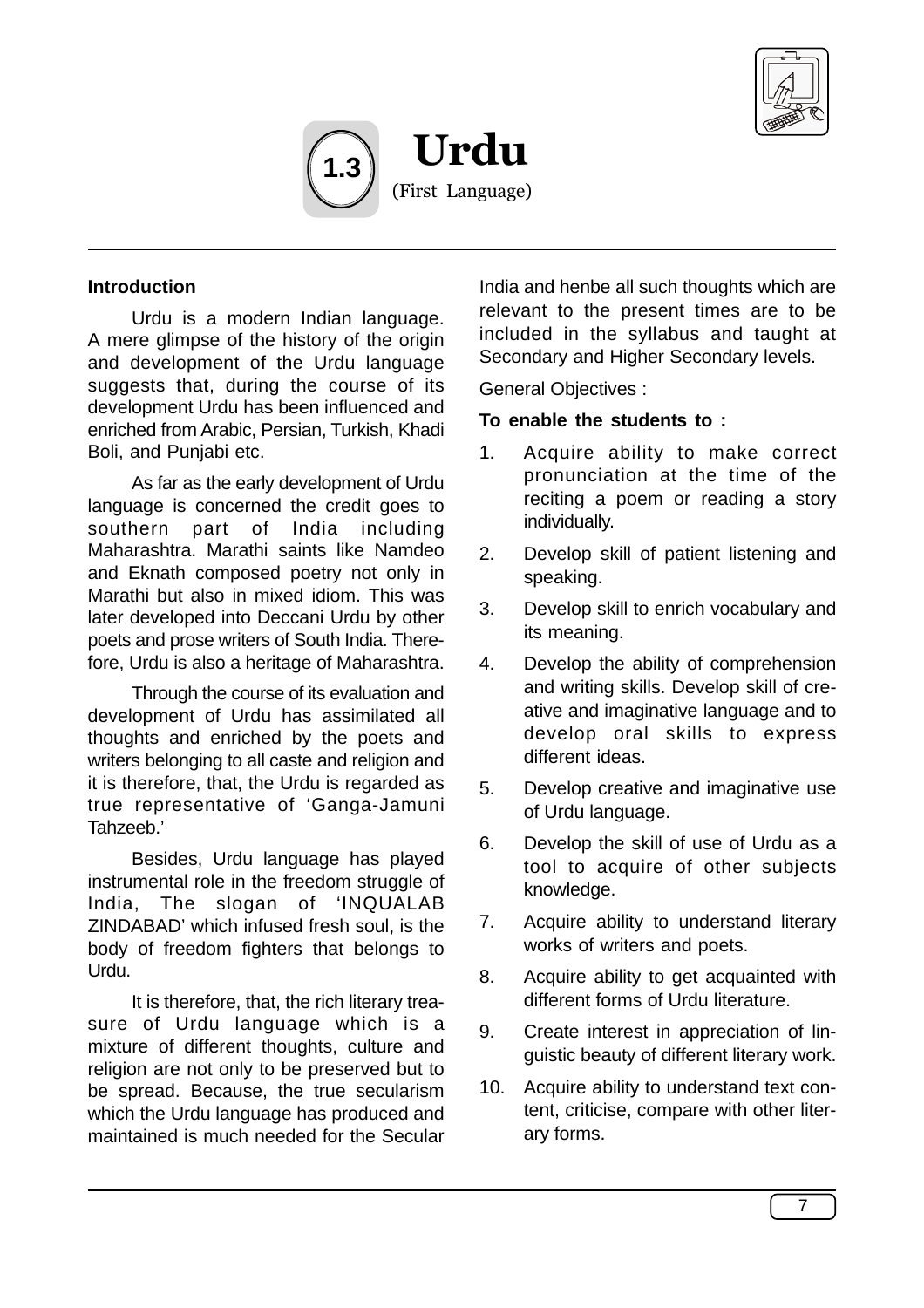# 1.3 Urdu

(First Language)

**Introduction**

Urdu is a modern Indian language. A mere glimpse of the history of the origin and development of the Urdu language suggests that, during the course of its development Urdu has been influenced and enriched from Arabic, Persian, Turkish, Khadi Boli, and Punjabi etc.

As far as the early development of Urdu language is concerned the credit goes to southern part of India including Maharashtra. Marathi saints like Namdeo and Eknath composed poetry not only in Marathi but also in mixed idiom. This was later developed into Deccani Urdu by other poets and prose writers of South India. Therefore, Urdu is also a heritage of Maharashtra.

Through the course of its evaluation and development of Urdu has assimilated all thoughts and enriched by the poets and writers belonging to all caste and religion and it is therefore, that, the Urdu is regarded as true representative of 'Ganga-Jamuni Tahzeeb.'

Besides, Urdu language has played instrumental role in the freedom struggle of India, The slogan of 'INQUALAB ZINDABAD' which infused fresh soul, is the body of freedom fighters that belongs to Urdu.

It is therefore, that, the rich literary treasure of Urdu language which is a mixture of different thoughts, culture and religion are not only to be preserved but to be spread. Because, the true secularism which the Urdu language has produced and maintained is much needed for the Secular India and henbe all such thoughts which are relevant to the present times are to be included in the syllabus and taught at Secondary and Higher Secondary levels.

General Objectives :

**To enable the students to :**

1. Acquire ability to make correct pronunciation at the time of the reciting a poem or reading a story individually.
2. Develop skill of patient listening and speaking.
3. Develop skill to enrich vocabulary and its meaning.
4. Develop the ability of comprehension and writing skills. Develop skill of creative and imaginative language and to develop oral skills to express different ideas.
5. Develop creative and imaginative use of Urdu language.
6. Develop the skill of use of Urdu as a tool to acquire of other subjects knowledge.
7. Acquire ability to understand literary works of writers and poets.
8. Acquire ability to get acquainted with different forms of Urdu literature.
9. Create interest in appreciation of linguistic beauty of different literary work.
10. Acquire ability to understand text content, criticise, compare with other literary forms.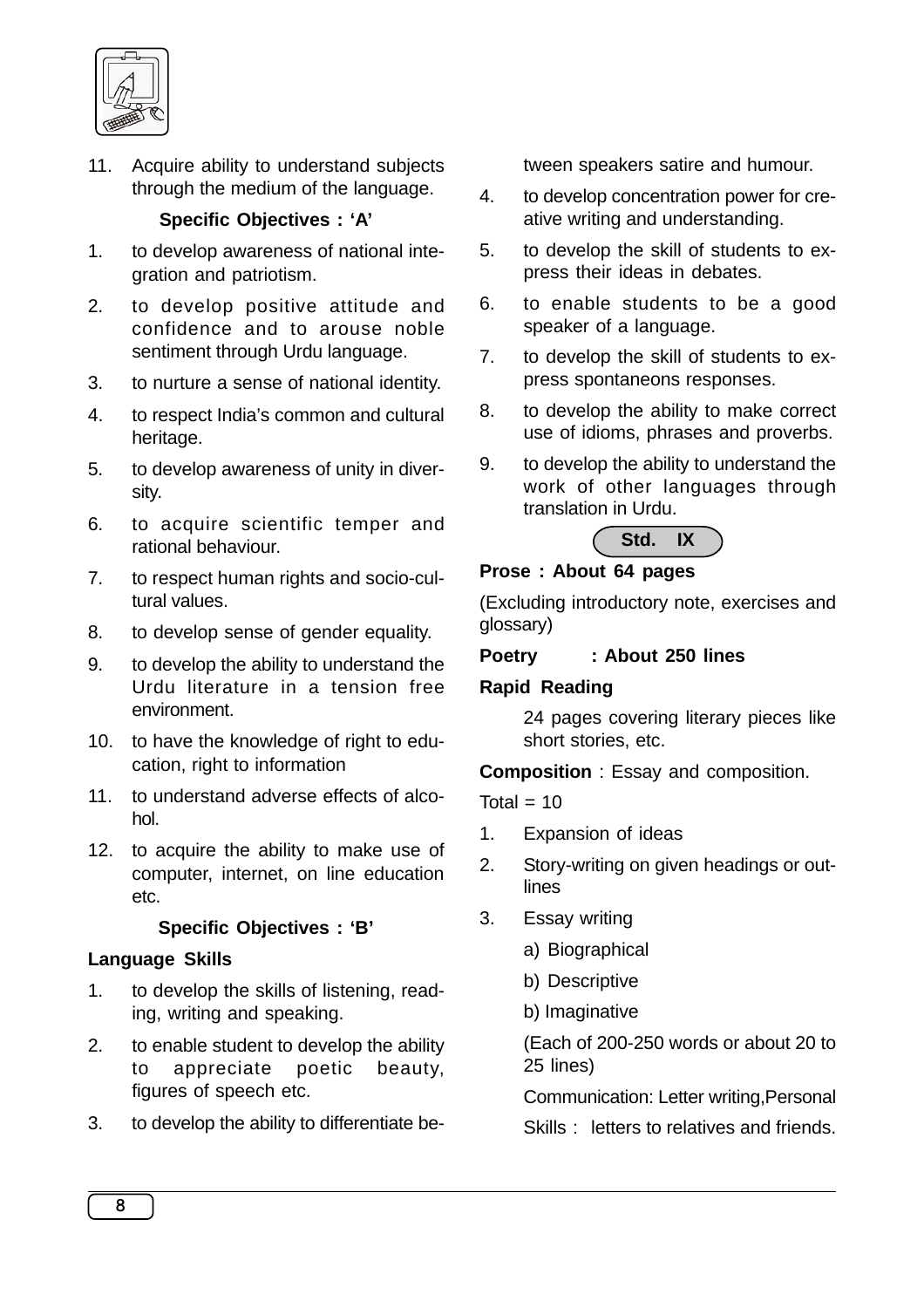11. Acquire ability to understand subjects through the medium of the language.

**Specific Objectives : 'A'**

1. to develop awareness of national integration and patriotism.
2. to develop positive attitude and confidence and to arouse noble sentiment through Urdu language.
3. to nurture a sense of national identity.
4. to respect India's common and cultural heritage.
5. to develop awareness of unity in diversity.
6. to acquire scientific temper and rational behaviour.
7. to respect human rights and socio-cultural values.
8. to develop sense of gender equality.
9. to develop the ability to understand the Urdu literature in a tension free environment.
10. to have the knowledge of right to education, right to information
11. to understand adverse effects of alcohol.
12. to acquire the ability to make use of computer, internet, on line education etc.

**Specific Objectives : 'B'**

**Language Skills**

1. to develop the skills of listening, reading, writing and speaking.
2. to enable student to develop the ability to appreciate poetic beauty, figures of speech etc.
3. to develop the ability to differentiate between speakers satire and humour.
4. to develop concentration power for creative writing and understanding.
5. to develop the skill of students to express their ideas in debates.
6. to enable students to be a good speaker of a language.
7. to develop the skill of students to express spontaneons responses.
8. to develop the ability to make correct use of idioms, phrases and proverbs.
9. to develop the ability to understand the work of other languages through translation in Urdu.

## Std. IX

**Prose : About 64 pages**

(Excluding introductory note, exercises and glossary)

**Poetry : About 250 lines**

**Rapid Reading**

24 pages covering literary pieces like short stories, etc.

**Composition** : Essay and composition.

Total = 10

1. Expansion of ideas
2. Story-writing on given headings or outlines
3. Essay writing
   a) Biographical
   b) Descriptive
   b) Imaginative

   (Each of 200-250 words or about 20 to 25 lines)

   Communication: Letter writing,Personal

   Skills : letters to relatives and friends.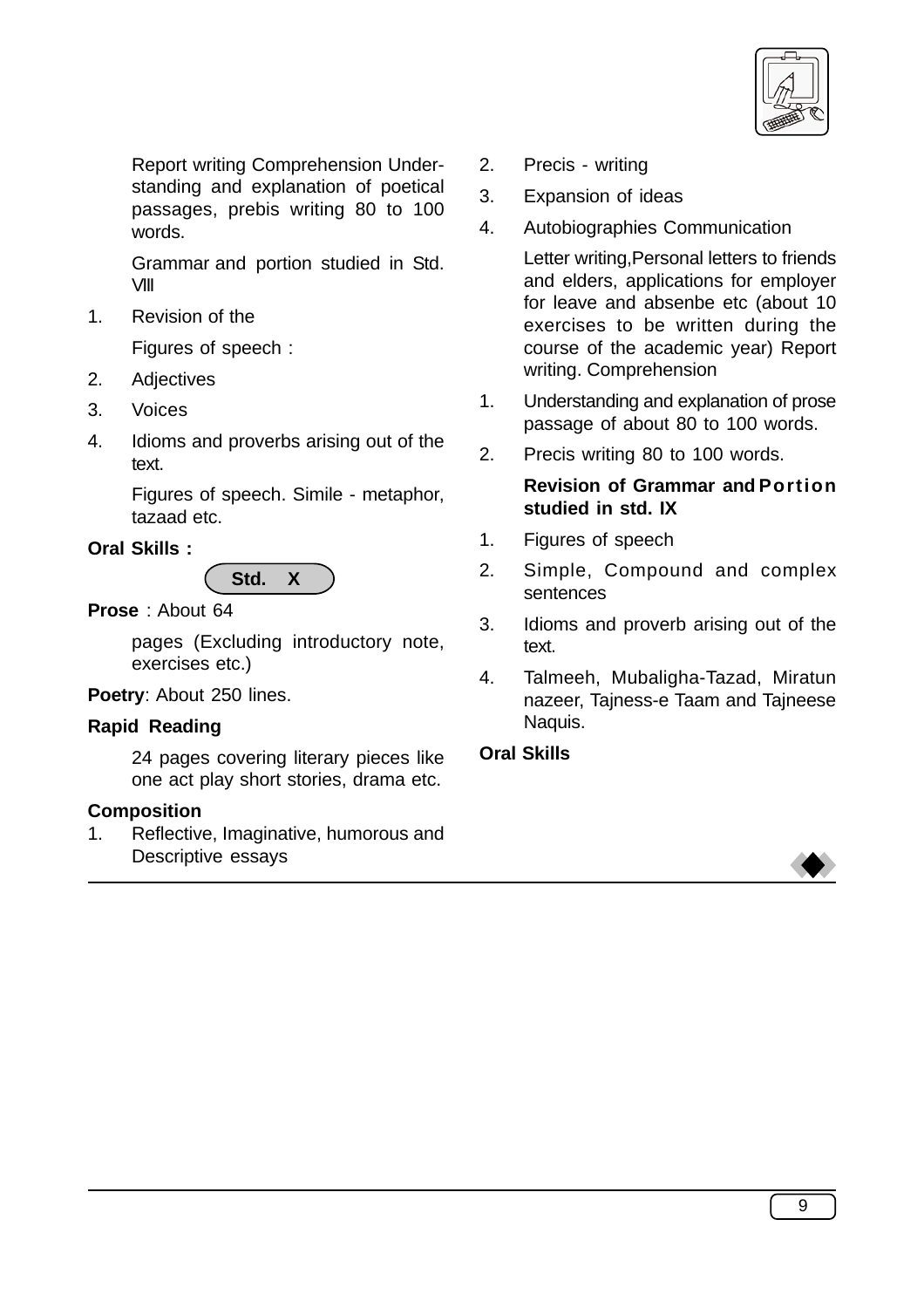Report writing Comprehension Understanding and explanation of poetical passages, prebis writing 80 to 100 words.

Grammar and portion studied in Std. VIII

1. Revision of the

   Figures of speech :

2. Adjectives
3. Voices
4. Idioms and proverbs arising out of the text.

   Figures of speech. Simile - metaphor, tazaad etc.

**Oral Skills :**

**Std. X**

**Prose** : About 64

pages (Excluding introductory note, exercises etc.)

**Poetry**: About 250 lines.

**Rapid Reading**

24 pages covering literary pieces like one act play short stories, drama etc.

**Composition**

1. Reflective, Imaginative, humorous and Descriptive essays
2. Precis - writing
3. Expansion of ideas
4. Autobiographies Communication

   Letter writing,Personal letters to friends and elders, applications for employer for leave and absenbe etc (about 10 exercises to be written during the course of the academic year) Report writing. Comprehension

1. Understanding and explanation of prose passage of about 80 to 100 words.
2. Precis writing 80 to 100 words.

**Revision of Grammar and Portion studied in std. IX**

1. Figures of speech
2. Simple, Compound and complex sentences
3. Idioms and proverb arising out of the text.
4. Talmeeh, Mubaligha-Tazad, Miratun nazeer, Tajness-e Taam and Tajneese Naquis.

**Oral Skills**